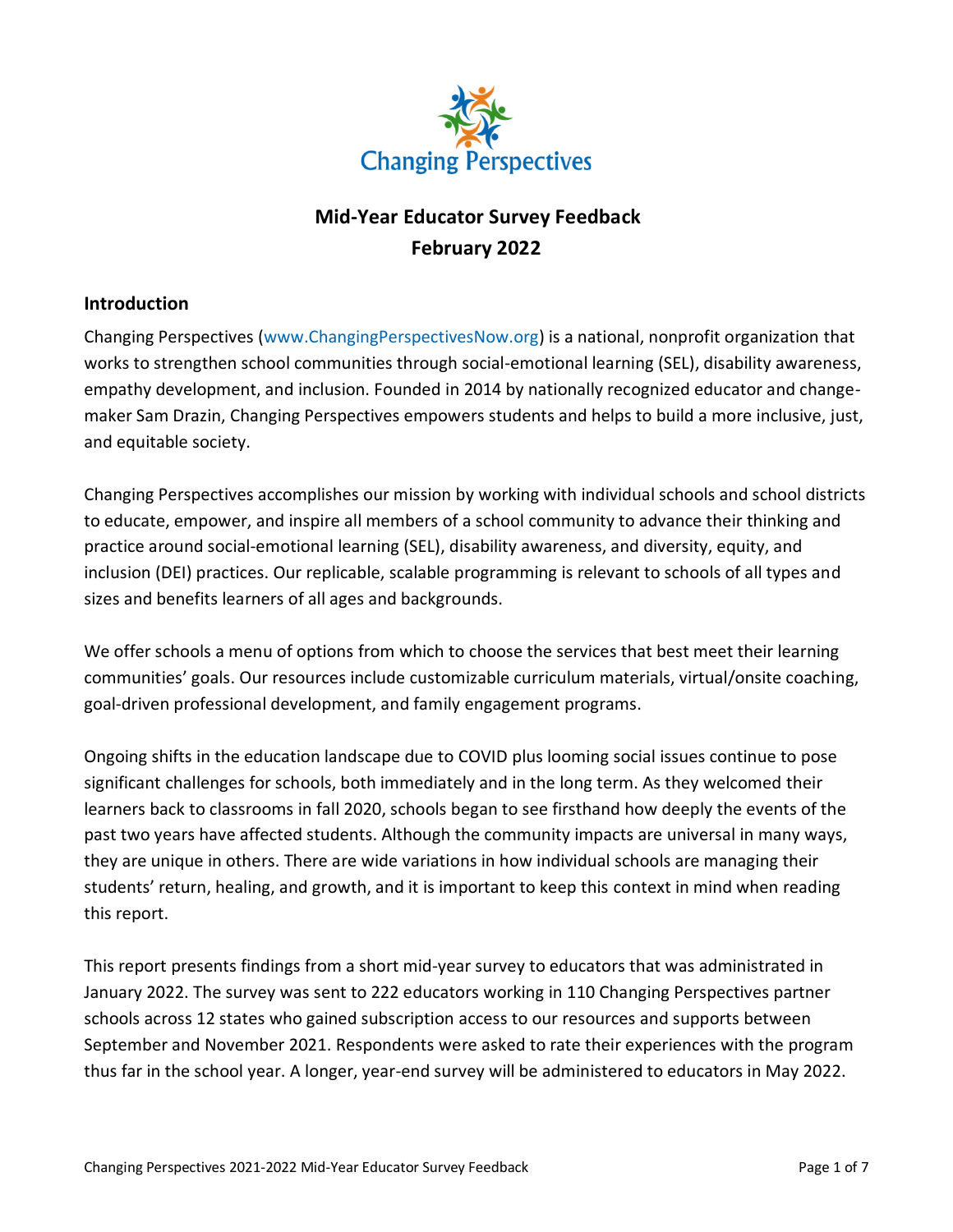Changing Perspectives

# Mid-Year Educator Survey Feedback
# February 2022

## Introduction

Changing Perspectives (www.ChangingPerspectivesNow.org) is a national, nonprofit organization that works to strengthen school communities through social-emotional learning (SEL), disability awareness, empathy development, and inclusion. Founded in 2014 by nationally recognized educator and change-maker Sam Drazin, Changing Perspectives empowers students and helps to build a more inclusive, just, and equitable society.

Changing Perspectives accomplishes our mission by working with individual schools and school districts to educate, empower, and inspire all members of a school community to advance their thinking and practice around social-emotional learning (SEL), disability awareness, and diversity, equity, and inclusion (DEI) practices. Our replicable, scalable programming is relevant to schools of all types and sizes and benefits learners of all ages and backgrounds.

We offer schools a menu of options from which to choose the services that best meet their learning communities' goals. Our resources include customizable curriculum materials, virtual/onsite coaching, goal-driven professional development, and family engagement programs.

Ongoing shifts in the education landscape due to COVID plus looming social issues continue to pose significant challenges for schools, both immediately and in the long term. As they welcomed their learners back to classrooms in fall 2020, schools began to see firsthand how deeply the events of the past two years have affected students. Although the community impacts are universal in many ways, they are unique in others. There are wide variations in how individual schools are managing their students' return, healing, and growth, and it is important to keep this context in mind when reading this report.

This report presents findings from a short mid-year survey to educators that was administrated in January 2022. The survey was sent to 222 educators working in 110 Changing Perspectives partner schools across 12 states who gained subscription access to our resources and supports between September and November 2021. Respondents were asked to rate their experiences with the program thus far in the school year. A longer, year-end survey will be administered to educators in May 2022.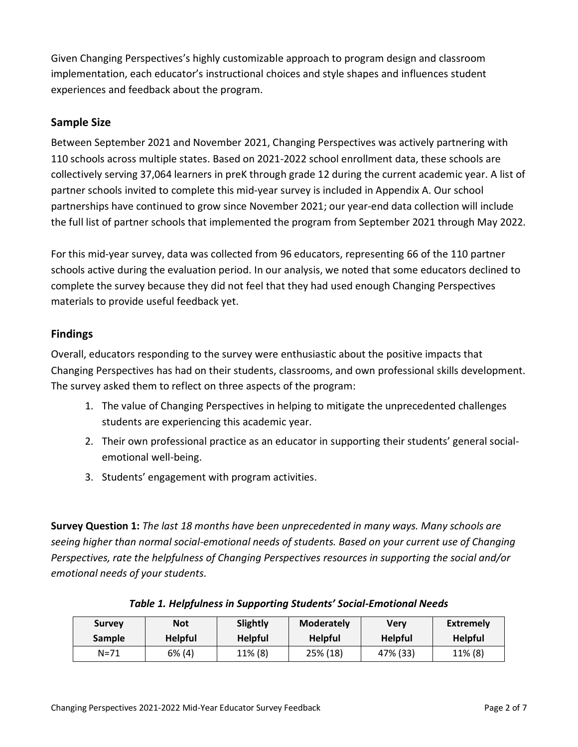Given Changing Perspectives's highly customizable approach to program design and classroom implementation, each educator's instructional choices and style shapes and influences student experiences and feedback about the program.

## Sample Size

Between September 2021 and November 2021, Changing Perspectives was actively partnering with 110 schools across multiple states. Based on 2021-2022 school enrollment data, these schools are collectively serving 37,064 learners in preK through grade 12 during the current academic year. A list of partner schools invited to complete this mid-year survey is included in Appendix A. Our school partnerships have continued to grow since November 2021; our year-end data collection will include the full list of partner schools that implemented the program from September 2021 through May 2022.

For this mid-year survey, data was collected from 96 educators, representing 66 of the 110 partner schools active during the evaluation period. In our analysis, we noted that some educators declined to complete the survey because they did not feel that they had used enough Changing Perspectives materials to provide useful feedback yet.

## Findings

Overall, educators responding to the survey were enthusiastic about the positive impacts that Changing Perspectives has had on their students, classrooms, and own professional skills development. The survey asked them to reflect on three aspects of the program:

1. The value of Changing Perspectives in helping to mitigate the unprecedented challenges students are experiencing this academic year.
2. Their own professional practice as an educator in supporting their students' general social-emotional well-being.
3. Students' engagement with program activities.

**Survey Question 1:** *The last 18 months have been unprecedented in many ways. Many schools are seeing higher than normal social-emotional needs of students. Based on your current use of Changing Perspectives, rate the helpfulness of Changing Perspectives resources in supporting the social and/or emotional needs of your students.*

***Table 1. Helpfulness in Supporting Students' Social-Emotional Needs***

| Survey Sample | Not Helpful | Slightly Helpful | Moderately Helpful | Very Helpful | Extremely Helpful |
|---|---|---|---|---|---|
| N=71 | 6% (4) | 11% (8) | 25% (18) | 47% (33) | 11% (8) |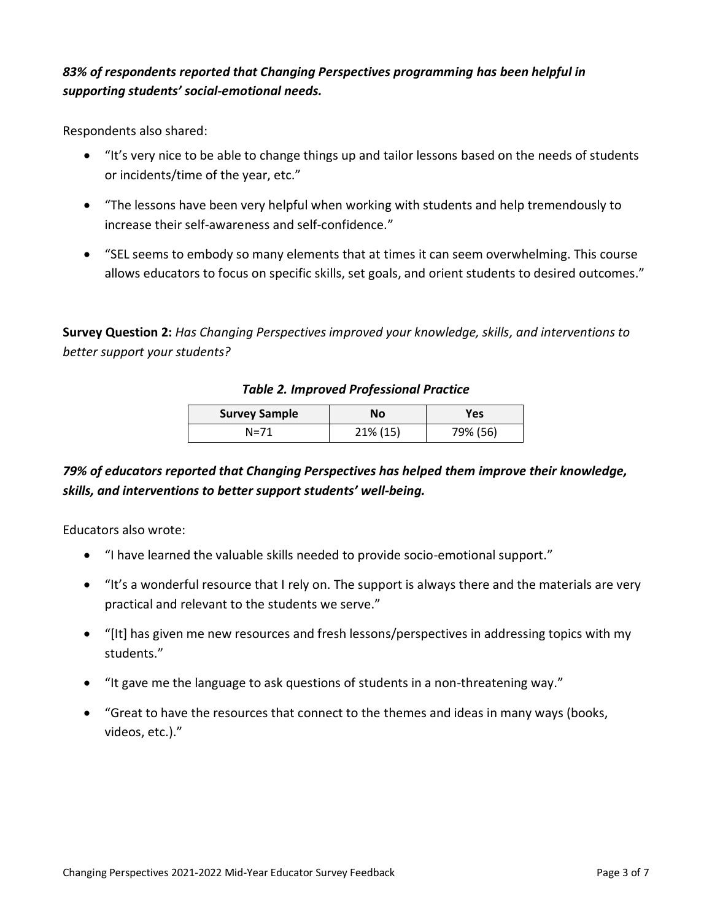***83% of respondents reported that Changing Perspectives programming has been helpful in supporting students' social-emotional needs.***

Respondents also shared:

- "It's very nice to be able to change things up and tailor lessons based on the needs of students or incidents/time of the year, etc."
- "The lessons have been very helpful when working with students and help tremendously to increase their self-awareness and self-confidence."
- "SEL seems to embody so many elements that at times it can seem overwhelming. This course allows educators to focus on specific skills, set goals, and orient students to desired outcomes."

**Survey Question 2:** *Has Changing Perspectives improved your knowledge, skills, and interventions to better support your students?*

***Table 2. Improved Professional Practice***

| Survey Sample | No | Yes |
|---|---|---|
| N=71 | 21% (15) | 79% (56) |

***79% of educators reported that Changing Perspectives has helped them improve their knowledge, skills, and interventions to better support students' well-being.***

Educators also wrote:

- "I have learned the valuable skills needed to provide socio-emotional support."
- "It's a wonderful resource that I rely on. The support is always there and the materials are very practical and relevant to the students we serve."
- "[It] has given me new resources and fresh lessons/perspectives in addressing topics with my students."
- "It gave me the language to ask questions of students in a non-threatening way."
- "Great to have the resources that connect to the themes and ideas in many ways (books, videos, etc.)."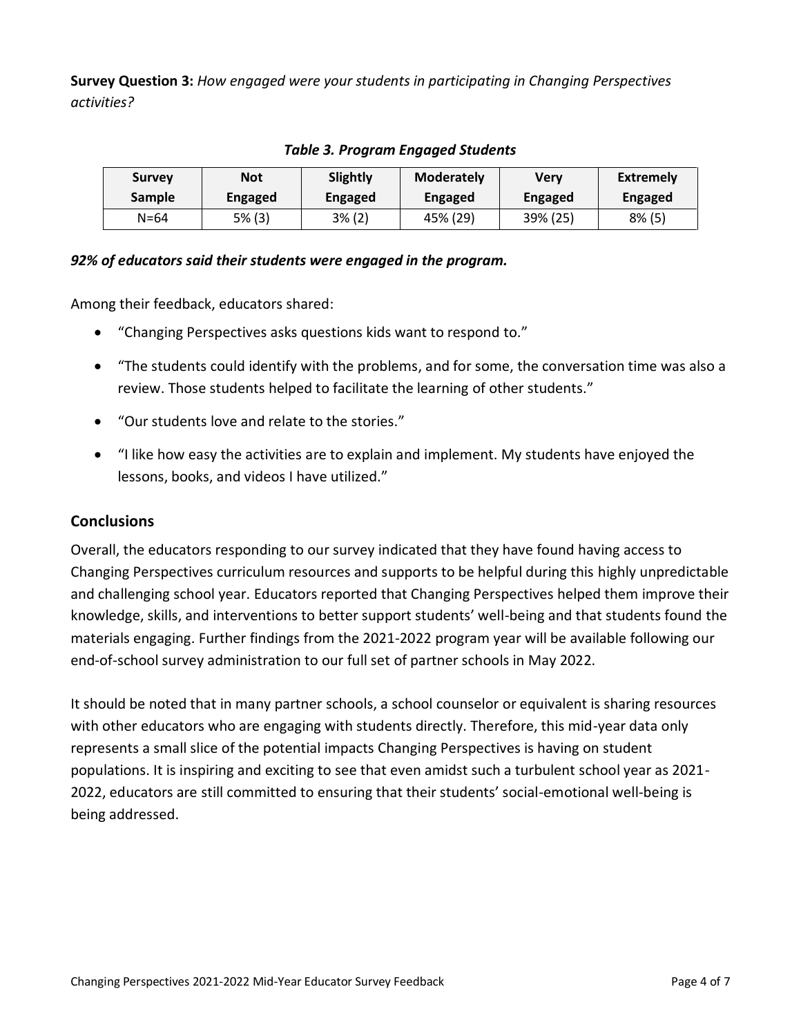**Survey Question 3:** *How engaged were your students in participating in Changing Perspectives activities?*

***Table 3. Program Engaged Students***

| Survey Sample | Not Engaged | Slightly Engaged | Moderately Engaged | Very Engaged | Extremely Engaged |
|---|---|---|---|---|---|
| N=64 | 5% (3) | 3% (2) | 45% (29) | 39% (25) | 8% (5) |

***92% of educators said their students were engaged in the program.***

Among their feedback, educators shared:

- "Changing Perspectives asks questions kids want to respond to."
- "The students could identify with the problems, and for some, the conversation time was also a review. Those students helped to facilitate the learning of other students."
- "Our students love and relate to the stories."
- "I like how easy the activities are to explain and implement. My students have enjoyed the lessons, books, and videos I have utilized."

## Conclusions

Overall, the educators responding to our survey indicated that they have found having access to Changing Perspectives curriculum resources and supports to be helpful during this highly unpredictable and challenging school year. Educators reported that Changing Perspectives helped them improve their knowledge, skills, and interventions to better support students' well-being and that students found the materials engaging. Further findings from the 2021-2022 program year will be available following our end-of-school survey administration to our full set of partner schools in May 2022.

It should be noted that in many partner schools, a school counselor or equivalent is sharing resources with other educators who are engaging with students directly. Therefore, this mid-year data only represents a small slice of the potential impacts Changing Perspectives is having on student populations. It is inspiring and exciting to see that even amidst such a turbulent school year as 2021-2022, educators are still committed to ensuring that their students' social-emotional well-being is being addressed.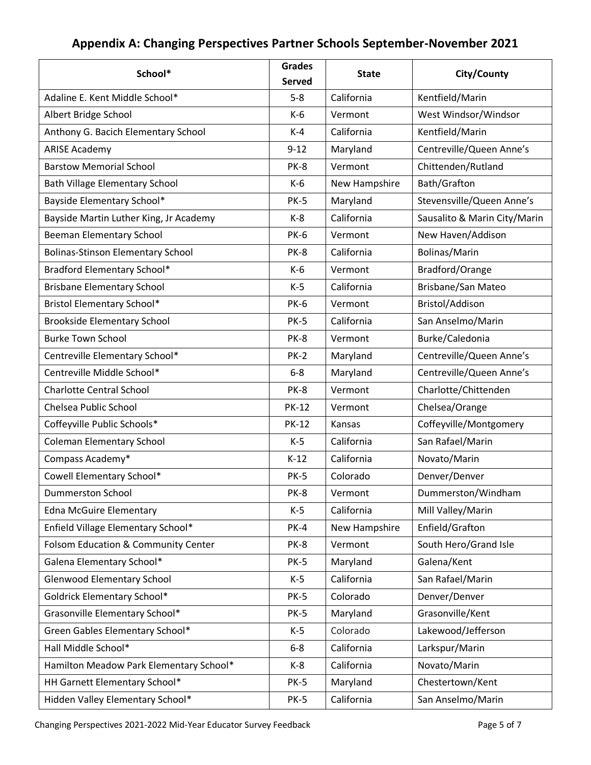## Appendix A: Changing Perspectives Partner Schools September-November 2021

| School* | Grades Served | State | City/County |
|---|---|---|---|
| Adaline E. Kent Middle School* | 5-8 | California | Kentfield/Marin |
| Albert Bridge School | K-6 | Vermont | West Windsor/Windsor |
| Anthony G. Bacich Elementary School | K-4 | California | Kentfield/Marin |
| ARISE Academy | 9-12 | Maryland | Centreville/Queen Anne's |
| Barstow Memorial School | PK-8 | Vermont | Chittenden/Rutland |
| Bath Village Elementary School | K-6 | New Hampshire | Bath/Grafton |
| Bayside Elementary School* | PK-5 | Maryland | Stevensville/Queen Anne's |
| Bayside Martin Luther King, Jr Academy | K-8 | California | Sausalito & Marin City/Marin |
| Beeman Elementary School | PK-6 | Vermont | New Haven/Addison |
| Bolinas-Stinson Elementary School | PK-8 | California | Bolinas/Marin |
| Bradford Elementary School* | K-6 | Vermont | Bradford/Orange |
| Brisbane Elementary School | K-5 | California | Brisbane/San Mateo |
| Bristol Elementary School* | PK-6 | Vermont | Bristol/Addison |
| Brookside Elementary School | PK-5 | California | San Anselmo/Marin |
| Burke Town School | PK-8 | Vermont | Burke/Caledonia |
| Centreville Elementary School* | PK-2 | Maryland | Centreville/Queen Anne's |
| Centreville Middle School* | 6-8 | Maryland | Centreville/Queen Anne's |
| Charlotte Central School | PK-8 | Vermont | Charlotte/Chittenden |
| Chelsea Public School | PK-12 | Vermont | Chelsea/Orange |
| Coffeyville Public Schools* | PK-12 | Kansas | Coffeyville/Montgomery |
| Coleman Elementary School | K-5 | California | San Rafael/Marin |
| Compass Academy* | K-12 | California | Novato/Marin |
| Cowell Elementary School* | PK-5 | Colorado | Denver/Denver |
| Dummerston School | PK-8 | Vermont | Dummerston/Windham |
| Edna McGuire Elementary | K-5 | California | Mill Valley/Marin |
| Enfield Village Elementary School* | PK-4 | New Hampshire | Enfield/Grafton |
| Folsom Education & Community Center | PK-8 | Vermont | South Hero/Grand Isle |
| Galena Elementary School* | PK-5 | Maryland | Galena/Kent |
| Glenwood Elementary School | K-5 | California | San Rafael/Marin |
| Goldrick Elementary School* | PK-5 | Colorado | Denver/Denver |
| Grasonville Elementary School* | PK-5 | Maryland | Grasonville/Kent |
| Green Gables Elementary School* | K-5 | Colorado | Lakewood/Jefferson |
| Hall Middle School* | 6-8 | California | Larkspur/Marin |
| Hamilton Meadow Park Elementary School* | K-8 | California | Novato/Marin |
| HH Garnett Elementary School* | PK-5 | Maryland | Chestertown/Kent |
| Hidden Valley Elementary School* | PK-5 | California | San Anselmo/Marin |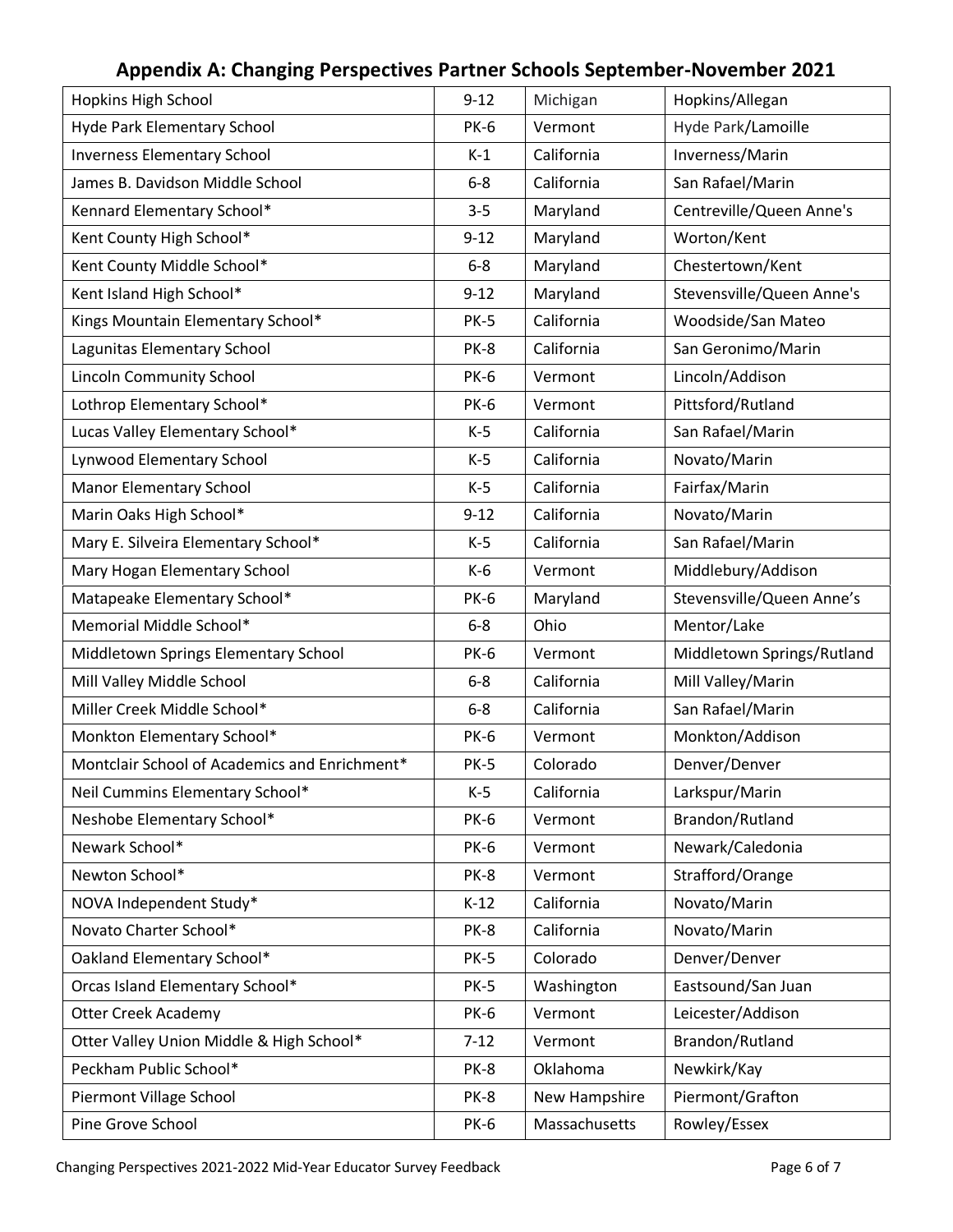## Appendix A: Changing Perspectives Partner Schools September-November 2021

| | | | |
|---|---|---|---|
| Hopkins High School | 9-12 | Michigan | Hopkins/Allegan |
| Hyde Park Elementary School | PK-6 | Vermont | Hyde Park/Lamoille |
| Inverness Elementary School | K-1 | California | Inverness/Marin |
| James B. Davidson Middle School | 6-8 | California | San Rafael/Marin |
| Kennard Elementary School* | 3-5 | Maryland | Centreville/Queen Anne's |
| Kent County High School* | 9-12 | Maryland | Worton/Kent |
| Kent County Middle School* | 6-8 | Maryland | Chestertown/Kent |
| Kent Island High School* | 9-12 | Maryland | Stevensville/Queen Anne's |
| Kings Mountain Elementary School* | PK-5 | California | Woodside/San Mateo |
| Lagunitas Elementary School | PK-8 | California | San Geronimo/Marin |
| Lincoln Community School | PK-6 | Vermont | Lincoln/Addison |
| Lothrop Elementary School* | PK-6 | Vermont | Pittsford/Rutland |
| Lucas Valley Elementary School* | K-5 | California | San Rafael/Marin |
| Lynwood Elementary School | K-5 | California | Novato/Marin |
| Manor Elementary School | K-5 | California | Fairfax/Marin |
| Marin Oaks High School* | 9-12 | California | Novato/Marin |
| Mary E. Silveira Elementary School* | K-5 | California | San Rafael/Marin |
| Mary Hogan Elementary School | K-6 | Vermont | Middlebury/Addison |
| Matapeake Elementary School* | PK-6 | Maryland | Stevensville/Queen Anne's |
| Memorial Middle School* | 6-8 | Ohio | Mentor/Lake |
| Middletown Springs Elementary School | PK-6 | Vermont | Middletown Springs/Rutland |
| Mill Valley Middle School | 6-8 | California | Mill Valley/Marin |
| Miller Creek Middle School* | 6-8 | California | San Rafael/Marin |
| Monkton Elementary School* | PK-6 | Vermont | Monkton/Addison |
| Montclair School of Academics and Enrichment* | PK-5 | Colorado | Denver/Denver |
| Neil Cummins Elementary School* | K-5 | California | Larkspur/Marin |
| Neshobe Elementary School* | PK-6 | Vermont | Brandon/Rutland |
| Newark School* | PK-6 | Vermont | Newark/Caledonia |
| Newton School* | PK-8 | Vermont | Strafford/Orange |
| NOVA Independent Study* | K-12 | California | Novato/Marin |
| Novato Charter School* | PK-8 | California | Novato/Marin |
| Oakland Elementary School* | PK-5 | Colorado | Denver/Denver |
| Orcas Island Elementary School* | PK-5 | Washington | Eastsound/San Juan |
| Otter Creek Academy | PK-6 | Vermont | Leicester/Addison |
| Otter Valley Union Middle & High School* | 7-12 | Vermont | Brandon/Rutland |
| Peckham Public School* | PK-8 | Oklahoma | Newkirk/Kay |
| Piermont Village School | PK-8 | New Hampshire | Piermont/Grafton |
| Pine Grove School | PK-6 | Massachusetts | Rowley/Essex |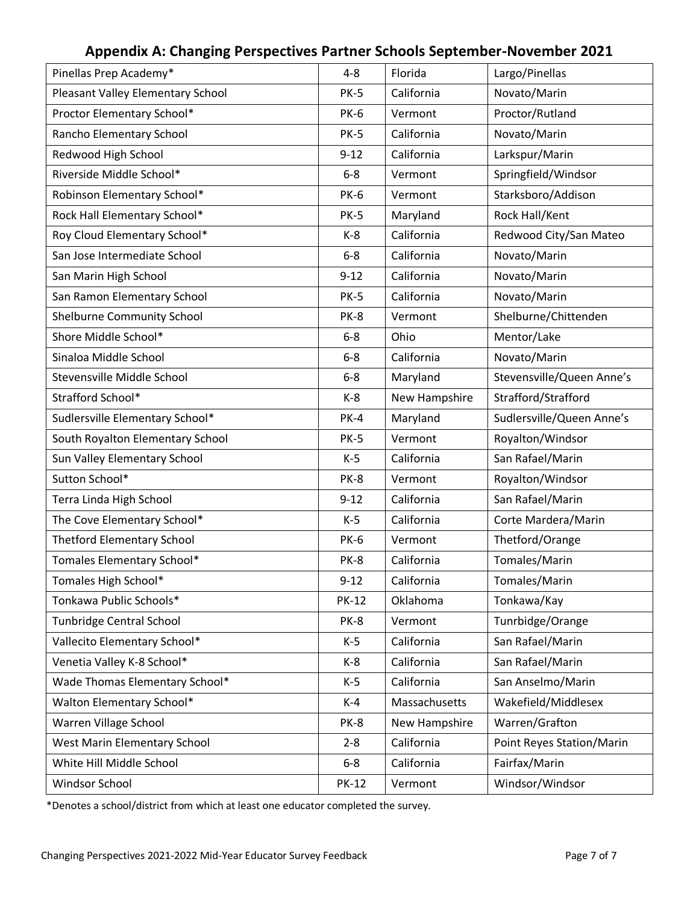## Appendix A: Changing Perspectives Partner Schools September-November 2021

| | | | |
|---|---|---|---|
| Pinellas Prep Academy* | 4-8 | Florida | Largo/Pinellas |
| Pleasant Valley Elementary School | PK-5 | California | Novato/Marin |
| Proctor Elementary School* | PK-6 | Vermont | Proctor/Rutland |
| Rancho Elementary School | PK-5 | California | Novato/Marin |
| Redwood High School | 9-12 | California | Larkspur/Marin |
| Riverside Middle School* | 6-8 | Vermont | Springfield/Windsor |
| Robinson Elementary School* | PK-6 | Vermont | Starksboro/Addison |
| Rock Hall Elementary School* | PK-5 | Maryland | Rock Hall/Kent |
| Roy Cloud Elementary School* | K-8 | California | Redwood City/San Mateo |
| San Jose Intermediate School | 6-8 | California | Novato/Marin |
| San Marin High School | 9-12 | California | Novato/Marin |
| San Ramon Elementary School | PK-5 | California | Novato/Marin |
| Shelburne Community School | PK-8 | Vermont | Shelburne/Chittenden |
| Shore Middle School* | 6-8 | Ohio | Mentor/Lake |
| Sinaloa Middle School | 6-8 | California | Novato/Marin |
| Stevensville Middle School | 6-8 | Maryland | Stevensville/Queen Anne's |
| Strafford School* | K-8 | New Hampshire | Strafford/Strafford |
| Sudlersville Elementary School* | PK-4 | Maryland | Sudlersville/Queen Anne's |
| South Royalton Elementary School | PK-5 | Vermont | Royalton/Windsor |
| Sun Valley Elementary School | K-5 | California | San Rafael/Marin |
| Sutton School* | PK-8 | Vermont | Royalton/Windsor |
| Terra Linda High School | 9-12 | California | San Rafael/Marin |
| The Cove Elementary School* | K-5 | California | Corte Mardera/Marin |
| Thetford Elementary School | PK-6 | Vermont | Thetford/Orange |
| Tomales Elementary School* | PK-8 | California | Tomales/Marin |
| Tomales High School* | 9-12 | California | Tomales/Marin |
| Tonkawa Public Schools* | PK-12 | Oklahoma | Tonkawa/Kay |
| Tunbridge Central School | PK-8 | Vermont | Tunrbidge/Orange |
| Vallecito Elementary School* | K-5 | California | San Rafael/Marin |
| Venetia Valley K-8 School* | K-8 | California | San Rafael/Marin |
| Wade Thomas Elementary School* | K-5 | California | San Anselmo/Marin |
| Walton Elementary School* | K-4 | Massachusetts | Wakefield/Middlesex |
| Warren Village School | PK-8 | New Hampshire | Warren/Grafton |
| West Marin Elementary School | 2-8 | California | Point Reyes Station/Marin |
| White Hill Middle School | 6-8 | California | Fairfax/Marin |
| Windsor School | PK-12 | Vermont | Windsor/Windsor |

*Denotes a school/district from which at least one educator completed the survey.